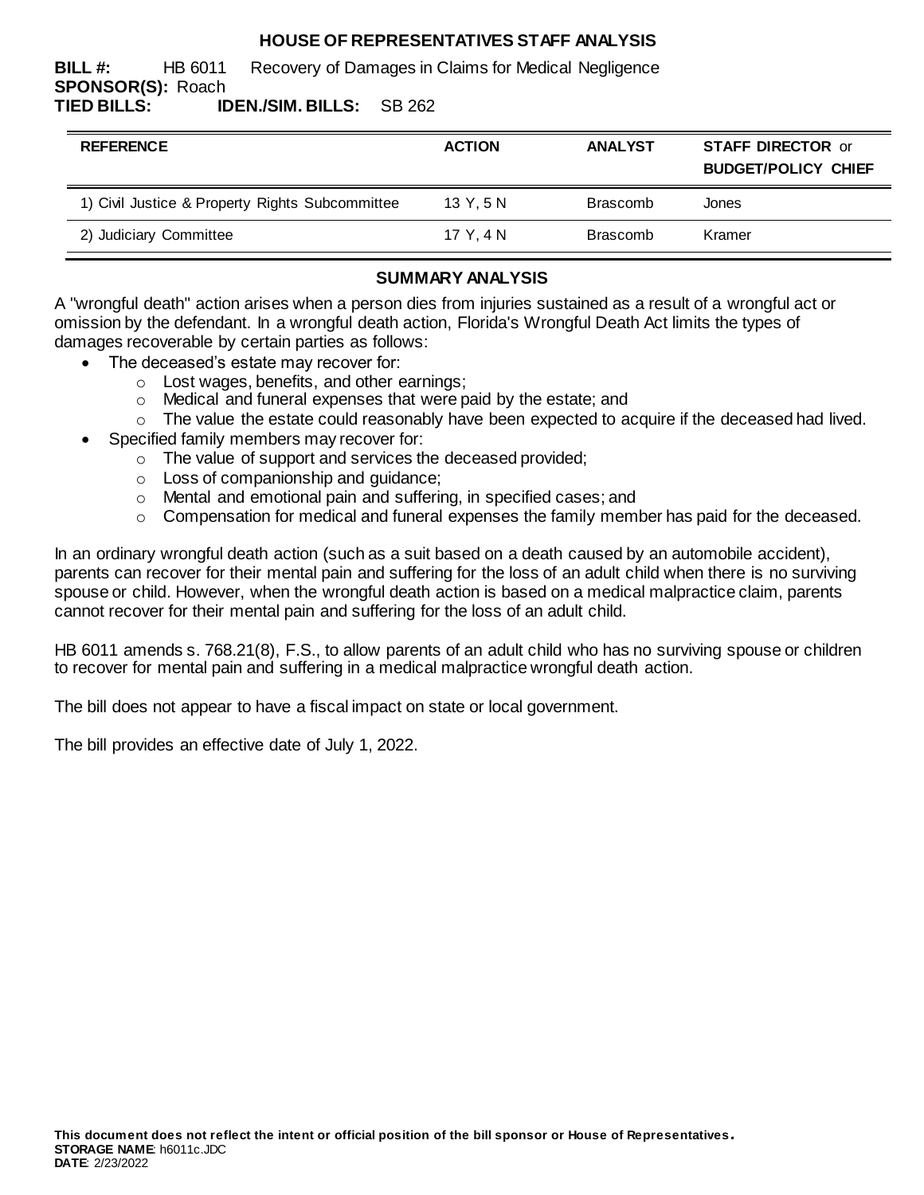# HOUSE OF REPRESENTATIVES STAFF ANALYSIS

**BILL #:** HB 6011 Recovery of Damages in Claims for Medical Negligence
**SPONSOR(S):** Roach
**TIED BILLS:** **IDEN./SIM. BILLS:** SB 262

| REFERENCE | ACTION | ANALYST | STAFF DIRECTOR or BUDGET/POLICY CHIEF |
|---|---|---|---|
| 1) Civil Justice & Property Rights Subcommittee | 13 Y, 5 N | Brascomb | Jones |
| 2) Judiciary Committee | 17 Y, 4 N | Brascomb | Kramer |

## SUMMARY ANALYSIS

A "wrongful death" action arises when a person dies from injuries sustained as a result of a wrongful act or omission by the defendant. In a wrongful death action, Florida's Wrongful Death Act limits the types of damages recoverable by certain parties as follows:

- The deceased's estate may recover for:
  - Lost wages, benefits, and other earnings;
  - Medical and funeral expenses that were paid by the estate; and
  - The value the estate could reasonably have been expected to acquire if the deceased had lived.
- Specified family members may recover for:
  - The value of support and services the deceased provided;
  - Loss of companionship and guidance;
  - Mental and emotional pain and suffering, in specified cases; and
  - Compensation for medical and funeral expenses the family member has paid for the deceased.

In an ordinary wrongful death action (such as a suit based on a death caused by an automobile accident), parents can recover for their mental pain and suffering for the loss of an adult child when there is no surviving spouse or child. However, when the wrongful death action is based on a medical malpractice claim, parents cannot recover for their mental pain and suffering for the loss of an adult child.

HB 6011 amends s. 768.21(8), F.S., to allow parents of an adult child who has no surviving spouse or children to recover for mental pain and suffering in a medical malpractice wrongful death action.

The bill does not appear to have a fiscal impact on state or local government.

The bill provides an effective date of July 1, 2022.

**This document does not reflect the intent or official position of the bill sponsor or House of Representatives.**
**STORAGE NAME**: h6011c.JDC
**DATE**: 2/23/2022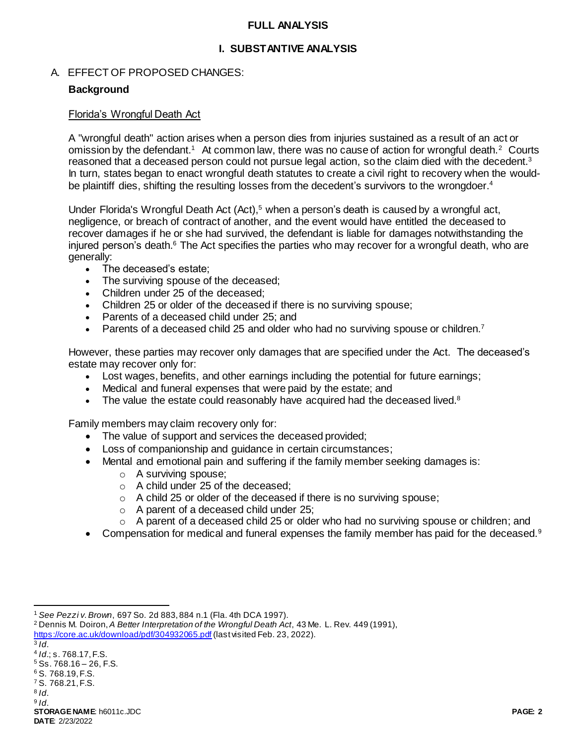# FULL ANALYSIS

## I. SUBSTANTIVE ANALYSIS

A. EFFECT OF PROPOSED CHANGES:

**Background**

Florida's Wrongful Death Act

A "wrongful death" action arises when a person dies from injuries sustained as a result of an act or omission by the defendant.[1] At common law, there was no cause of action for wrongful death.[2] Courts reasoned that a deceased person could not pursue legal action, so the claim died with the decedent.[3] In turn, states began to enact wrongful death statutes to create a civil right to recovery when the would-be plaintiff dies, shifting the resulting losses from the decedent's survivors to the wrongdoer.[4]

Under Florida's Wrongful Death Act (Act),[5] when a person's death is caused by a wrongful act, negligence, or breach of contract of another, and the event would have entitled the deceased to recover damages if he or she had survived, the defendant is liable for damages notwithstanding the injured person's death.[6] The Act specifies the parties who may recover for a wrongful death, who are generally:

- The deceased's estate;
- The surviving spouse of the deceased;
- Children under 25 of the deceased;
- Children 25 or older of the deceased if there is no surviving spouse;
- Parents of a deceased child under 25; and
- Parents of a deceased child 25 and older who had no surviving spouse or children.[7]

However, these parties may recover only damages that are specified under the Act. The deceased's estate may recover only for:

- Lost wages, benefits, and other earnings including the potential for future earnings;
- Medical and funeral expenses that were paid by the estate; and
- The value the estate could reasonably have acquired had the deceased lived.[8]

Family members may claim recovery only for:

- The value of support and services the deceased provided;
- Loss of companionship and guidance in certain circumstances;
- Mental and emotional pain and suffering if the family member seeking damages is:
  - A surviving spouse;
  - A child under 25 of the deceased;
  - A child 25 or older of the deceased if there is no surviving spouse;
  - A parent of a deceased child under 25;
  - A parent of a deceased child 25 or older who had no surviving spouse or children; and
- Compensation for medical and funeral expenses the family member has paid for the deceased.[9]

---

[1] *See Pezzi v. Brown*, 697 So. 2d 883, 884 n.1 (Fla. 4th DCA 1997).

[2] Dennis M. Doiron, *A Better Interpretation of the Wrongful Death Act*, 43 Me. L. Rev. 449 (1991), https://core.ac.uk/download/pdf/304932065.pdf (last visited Feb. 23, 2022).

[3] *Id*.

[4] *Id*.; s. 768.17, F.S.

[5] Ss. 768.16 – 26, F.S.

[6] S. 768.19, F.S.

[7] S. 768.21, F.S.

[8] *Id*.

[9] *Id*.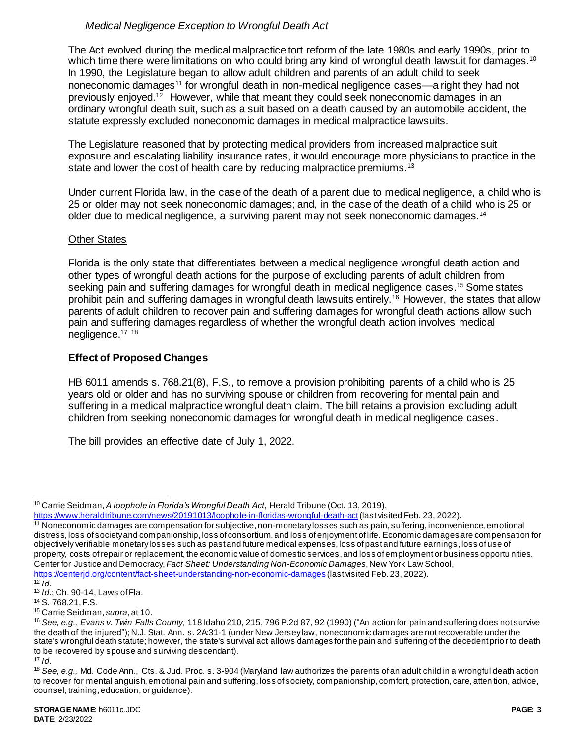*Medical Negligence Exception to Wrongful Death Act*

The Act evolved during the medical malpractice tort reform of the late 1980s and early 1990s, prior to which time there were limitations on who could bring any kind of wrongful death lawsuit for damages.[10] In 1990, the Legislature began to allow adult children and parents of an adult child to seek noneconomic damages[11] for wrongful death in non-medical negligence cases—a right they had not previously enjoyed.[12] However, while that meant they could seek noneconomic damages in an ordinary wrongful death suit, such as a suit based on a death caused by an automobile accident, the statute expressly excluded noneconomic damages in medical malpractice lawsuits.

The Legislature reasoned that by protecting medical providers from increased malpractice suit exposure and escalating liability insurance rates, it would encourage more physicians to practice in the state and lower the cost of health care by reducing malpractice premiums.[13]

Under current Florida law, in the case of the death of a parent due to medical negligence, a child who is 25 or older may not seek noneconomic damages; and, in the case of the death of a child who is 25 or older due to medical negligence, a surviving parent may not seek noneconomic damages.[14]

Other States

Florida is the only state that differentiates between a medical negligence wrongful death action and other types of wrongful death actions for the purpose of excluding parents of adult children from seeking pain and suffering damages for wrongful death in medical negligence cases.[15] Some states prohibit pain and suffering damages in wrongful death lawsuits entirely.[16] However, the states that allow parents of adult children to recover pain and suffering damages for wrongful death actions allow such pain and suffering damages regardless of whether the wrongful death action involves medical negligence.[17] [18]

### Effect of Proposed Changes

HB 6011 amends s. 768.21(8), F.S., to remove a provision prohibiting parents of a child who is 25 years old or older and has no surviving spouse or children from recovering for mental pain and suffering in a medical malpractice wrongful death claim. The bill retains a provision excluding adult children from seeking noneconomic damages for wrongful death in medical negligence cases.

The bill provides an effective date of July 1, 2022.

---

[10] Carrie Seidman, *A loophole in Florida's Wrongful Death Act*, Herald Tribune (Oct. 13, 2019), https://www.heraldtribune.com/news/20191013/loophole-in-floridas-wrongful-death-act (last visited Feb. 23, 2022).

[11] Noneconomic damages are compensation for subjective, non-monetary losses such as pain, suffering, inconvenience, emotional distress, loss of society and companionship, loss of consortium, and loss of enjoyment of life. Economic damages are compensation for objectively verifiable monetary losses such as past and future medical expenses, loss of past and future earnings, loss of use of property, costs of repair or replacement, the economic value of domestic services, and loss of employment or business opportunities. Center for Justice and Democracy, *Fact Sheet: Understanding Non-Economic Damages*, New York Law School, https://centerjd.org/content/fact-sheet-understanding-non-economic-damages (last visited Feb. 23, 2022).

[12] *Id*.

[13] *Id*.; Ch. 90-14, Laws of Fla.

[14] S. 768.21, F.S.

[15] Carrie Seidman, *supra*, at 10.

[16] *See, e.g., Evans v. Twin Falls County,* 118 Idaho 210, 215, 796 P.2d 87, 92 (1990) ("An action for pain and suffering does not survive the death of the injured"); N.J. Stat. Ann. s. 2A:31-1 (under New Jersey law, noneconomic damages are not recoverable under the state's wrongful death statute; however, the state's survival act allows damages for the pain and suffering of the decedent prior to death to be recovered by spouse and surviving descendant).

[17] *Id*.

[18] *See, e.g.,* Md. Code Ann., Cts. & Jud. Proc. s. 3-904 (Maryland law authorizes the parents of an adult child in a wrongful death action to recover for mental anguish, emotional pain and suffering, loss of society, companionship, comfort, protection, care, attention, advice, counsel, training, education, or guidance).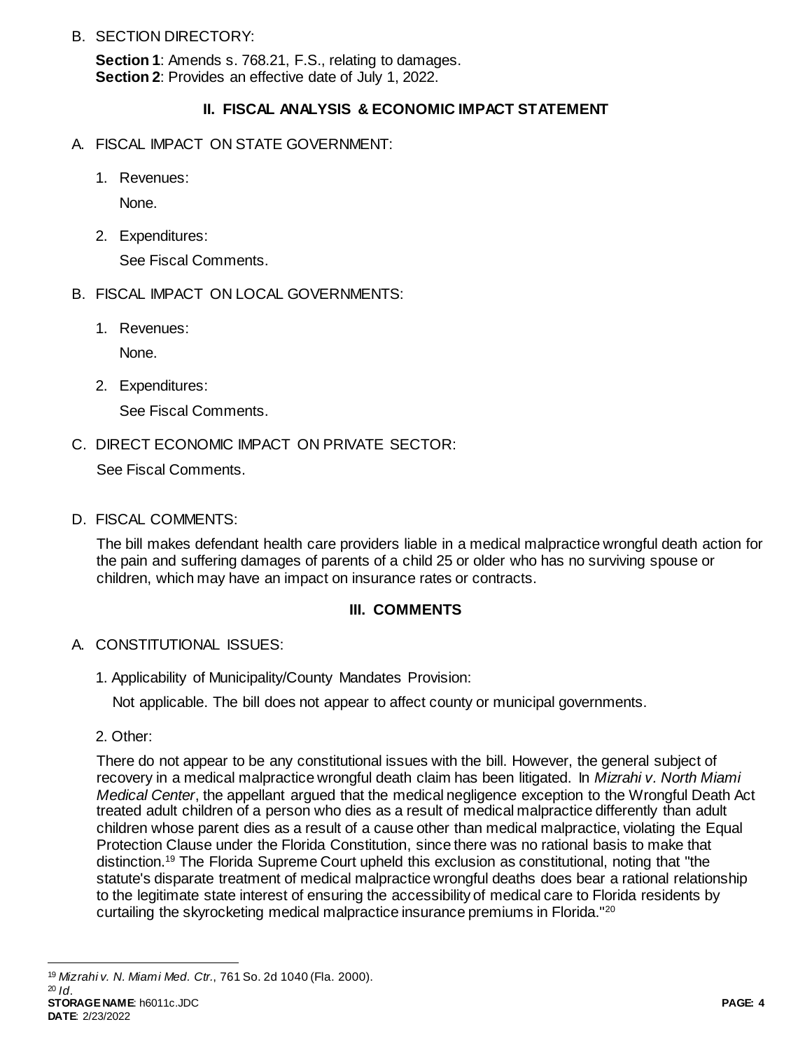B. SECTION DIRECTORY:

**Section 1**: Amends s. 768.21, F.S., relating to damages.
**Section 2**: Provides an effective date of July 1, 2022.

## II. FISCAL ANALYSIS & ECONOMIC IMPACT STATEMENT

A. FISCAL IMPACT ON STATE GOVERNMENT:

1. Revenues:

   None.

2. Expenditures:

   See Fiscal Comments.

B. FISCAL IMPACT ON LOCAL GOVERNMENTS:

1. Revenues:

   None.

2. Expenditures:

   See Fiscal Comments.

C. DIRECT ECONOMIC IMPACT ON PRIVATE SECTOR:

See Fiscal Comments.

D. FISCAL COMMENTS:

The bill makes defendant health care providers liable in a medical malpractice wrongful death action for the pain and suffering damages of parents of a child 25 or older who has no surviving spouse or children, which may have an impact on insurance rates or contracts.

## III. COMMENTS

A. CONSTITUTIONAL ISSUES:

1. Applicability of Municipality/County Mandates Provision:

   Not applicable. The bill does not appear to affect county or municipal governments.

2. Other:

There do not appear to be any constitutional issues with the bill. However, the general subject of recovery in a medical malpractice wrongful death claim has been litigated. In *Mizrahi v. North Miami Medical Center*, the appellant argued that the medical negligence exception to the Wrongful Death Act treated adult children of a person who dies as a result of medical malpractice differently than adult children whose parent dies as a result of a cause other than medical malpractice, violating the Equal Protection Clause under the Florida Constitution, since there was no rational basis to make that distinction.[19] The Florida Supreme Court upheld this exclusion as constitutional, noting that "the statute's disparate treatment of medical malpractice wrongful deaths does bear a rational relationship to the legitimate state interest of ensuring the accessibility of medical care to Florida residents by curtailing the skyrocketing medical malpractice insurance premiums in Florida."[20]

---

[19] *Mizrahi v. N. Miami Med. Ctr.*, 761 So. 2d 1040 (Fla. 2000).
[20] *Id.*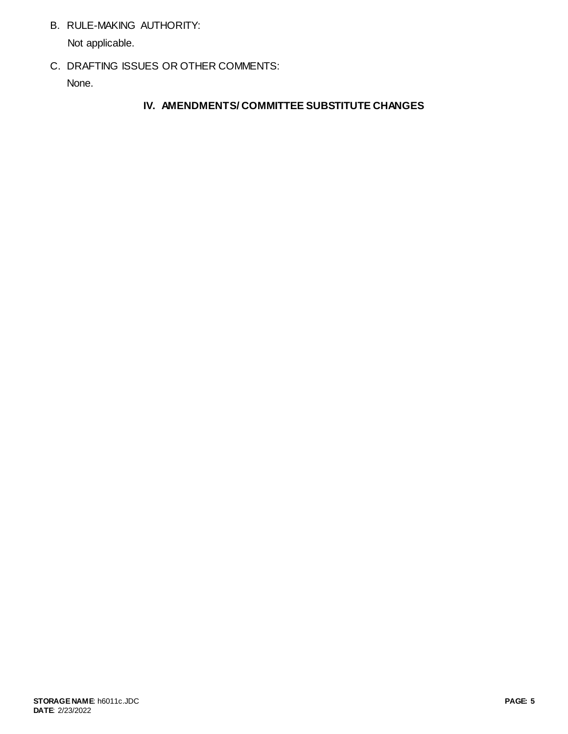B. RULE-MAKING AUTHORITY:

Not applicable.

C. DRAFTING ISSUES OR OTHER COMMENTS:

None.

## IV. AMENDMENTS/ COMMITTEE SUBSTITUTE CHANGES